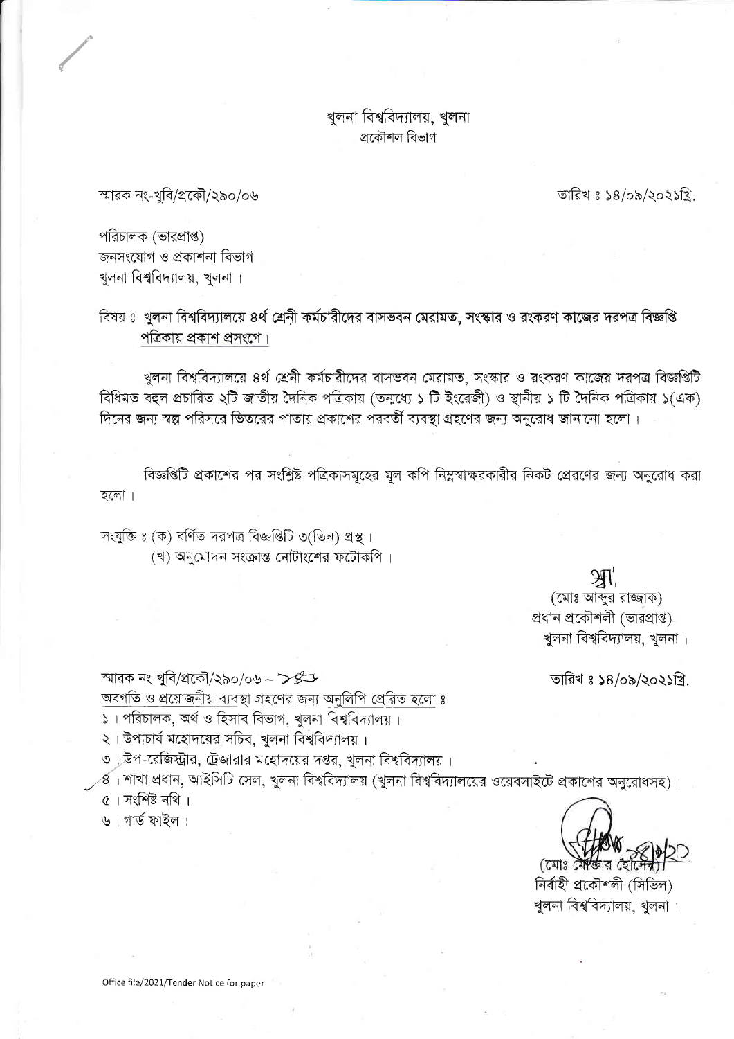খুলনা বিশ্ববিদ্যালয়, খুলনা
প্রকৌশল বিভাগ

স্মারক নং-খুবি/প্রকৌ/২৯০/০৬

তারিখ ঃ ১৪/০৯/২০২১খ্রি.

পরিচালক (ভারপ্রাপ্ত)
জনসংযোগ ও প্রকাশনা বিভাগ
খুলনা বিশ্ববিদ্যালয়, খুলনা।

বিষয় ঃ **খুলনা বিশ্ববিদ্যালয়ে ৪র্থ শ্রেনী কর্মচারীদের বাসভবন মেরামত, সংস্কার ও রংকরণ কাজের দরপত্র বিজ্ঞপ্তি পত্রিকায় প্রকাশ প্রসংগে।**

খুলনা বিশ্ববিদ্যালয়ে ৪র্থ শ্রেনী কর্মচারীদের বাসভবন মেরামত, সংস্কার ও রংকরণ কাজের দরপত্র বিজ্ঞপ্তিটি বিধিমত বহুল প্রচারিত ২টি জাতীয় দৈনিক পত্রিকায় (তন্মধ্যে ১ টি ইংরেজী) ও স্থানীয় ১ টি দৈনিক পত্রিকায় ১(এক) দিনের জন্য স্বল্প পরিসরে ভিতরের পাতায় প্রকাশের পরবর্তী ব্যবস্থা গ্রহণের জন্য অনুরোধ জানানো হলো।

বিজ্ঞপ্তিটি প্রকাশের পর সংশ্লিষ্ট পত্রিকাসমূহের মূল কপি নিম্নস্বাক্ষরকারীর নিকট প্রেরণের জন্য অনুরোধ করা হলো।

সংযুক্তি ঃ (ক) বর্ণিত দরপত্র বিজ্ঞপ্তিটি ৩(তিন) প্রস্থ।
(খ) অনুমোদন সংক্রান্ত নোটাংশের ফটোকপি।

(মোঃ আব্দুর রাজ্জাক)
প্রধান প্রকৌশলী (ভারপ্রাপ্ত)
খুলনা বিশ্ববিদ্যালয়, খুলনা।

স্মারক নং-খুবি/প্রকৌ/২৯০/০৬ – ১৪১

তারিখ ঃ ১৪/০৯/২০২১খ্রি.

অবগতি ও প্রয়োজনীয় ব্যবস্থা গ্রহণের জন্য অনুলিপি প্রেরিত হলো ঃ

১। পরিচালক, অর্থ ও হিসাব বিভাগ, খুলনা বিশ্ববিদ্যালয়।
২। উপাচার্য মহোদয়ের সচিব, খুলনা বিশ্ববিদ্যালয়।
৩। উপ-রেজিস্ট্রার, ট্রেজারার মহোদয়ের দপ্তর, খুলনা বিশ্ববিদ্যালয়।
৪। শাখা প্রধান, আইসিটি সেল, খুলনা বিশ্ববিদ্যালয় (খুলনা বিশ্ববিদ্যালয়ের ওয়েবসাইটে প্রকাশের অনুরোধসহ)।
৫। সংশ্লিষ্ট নথি।
৬। গার্ড ফাইল।

(মোঃ মোক্তার হোসেন)
নির্বাহী প্রকৌশলী (সিভিল)
খুলনা বিশ্ববিদ্যালয়, খুলনা।

Office file/2021/Tender Notice for paper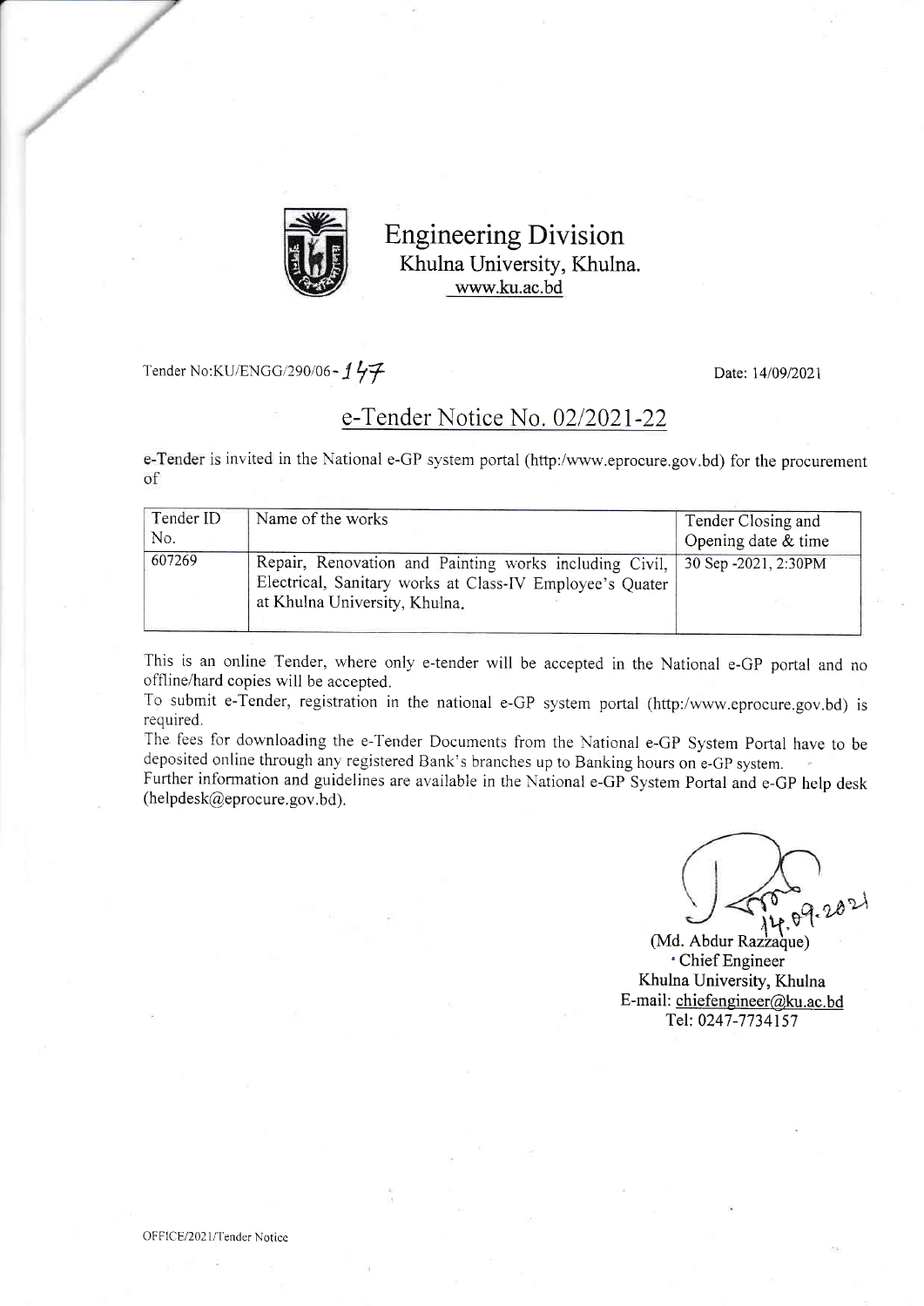# Engineering Division

Khulna University, Khulna.
www.ku.ac.bd

Tender No:KU/ENGG/290/06-147

Date: 14/09/2021

## e-Tender Notice No. 02/2021-22

e-Tender is invited in the National e-GP system portal (http:/www.eprocure.gov.bd) for the procurement of

| Tender ID No. | Name of the works | Tender Closing and Opening date & time |
|---|---|---|
| 607269 | Repair, Renovation and Painting works including Civil, Electrical, Sanitary works at Class-IV Employee's Quater at Khulna University, Khulna. | 30 Sep -2021, 2:30PM |

This is an online Tender, where only e-tender will be accepted in the National e-GP portal and no offline/hard copies will be accepted.

To submit e-Tender, registration in the national e-GP system portal (http:/www.eprocure.gov.bd) is required.

The fees for downloading the e-Tender Documents from the National e-GP System Portal have to be deposited online through any registered Bank's branches up to Banking hours on e-GP system.

Further information and guidelines are available in the National e-GP System Portal and e-GP help desk (helpdesk@eprocure.gov.bd).

14.09.2021

(Md. Abdur Razzaque)
Chief Engineer
Khulna University, Khulna
E-mail: chiefengineer@ku.ac.bd
Tel: 0247-7734157

OFFICE/2021/Tender Notice